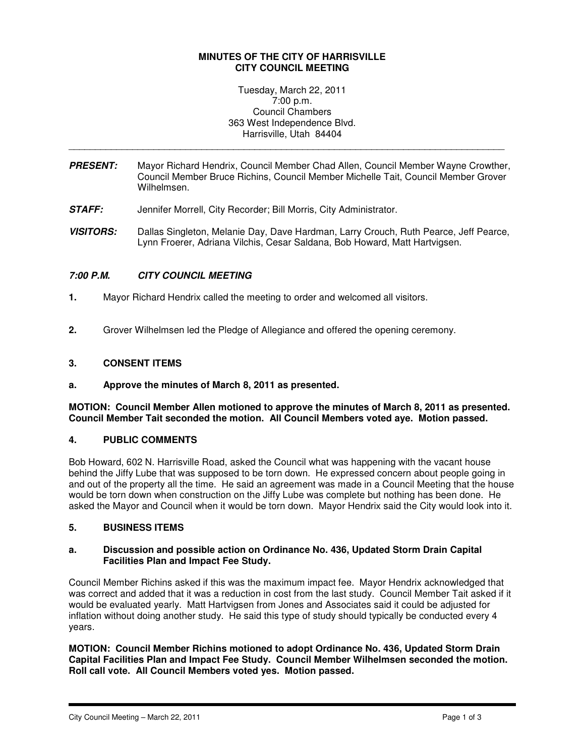**MINUTES OF THE CITY OF HARRISVILLE**
**CITY COUNCIL MEETING**

Tuesday, March 22, 2011
7:00 p.m.
Council Chambers
363 West Independence Blvd.
Harrisville, Utah 84404

---

***PRESENT:*** Mayor Richard Hendrix, Council Member Chad Allen, Council Member Wayne Crowther, Council Member Bruce Richins, Council Member Michelle Tait, Council Member Grover Wilhelmsen.

***STAFF:*** Jennifer Morrell, City Recorder; Bill Morris, City Administrator.

***VISITORS:*** Dallas Singleton, Melanie Day, Dave Hardman, Larry Crouch, Ruth Pearce, Jeff Pearce, Lynn Froerer, Adriana Vilchis, Cesar Saldana, Bob Howard, Matt Hartvigsen.

## *7:00 P.M. CITY COUNCIL MEETING*

**1.** Mayor Richard Hendrix called the meeting to order and welcomed all visitors.

**2.** Grover Wilhelmsen led the Pledge of Allegiance and offered the opening ceremony.

### 3. CONSENT ITEMS

**a. Approve the minutes of March 8, 2011 as presented.**

**MOTION: Council Member Allen motioned to approve the minutes of March 8, 2011 as presented. Council Member Tait seconded the motion. All Council Members voted aye. Motion passed.**

### 4. PUBLIC COMMENTS

Bob Howard, 602 N. Harrisville Road, asked the Council what was happening with the vacant house behind the Jiffy Lube that was supposed to be torn down. He expressed concern about people going in and out of the property all the time. He said an agreement was made in a Council Meeting that the house would be torn down when construction on the Jiffy Lube was complete but nothing has been done. He asked the Mayor and Council when it would be torn down. Mayor Hendrix said the City would look into it.

### 5. BUSINESS ITEMS

**a. Discussion and possible action on Ordinance No. 436, Updated Storm Drain Capital Facilities Plan and Impact Fee Study.**

Council Member Richins asked if this was the maximum impact fee. Mayor Hendrix acknowledged that was correct and added that it was a reduction in cost from the last study. Council Member Tait asked if it would be evaluated yearly. Matt Hartvigsen from Jones and Associates said it could be adjusted for inflation without doing another study. He said this type of study should typically be conducted every 4 years.

**MOTION: Council Member Richins motioned to adopt Ordinance No. 436, Updated Storm Drain Capital Facilities Plan and Impact Fee Study. Council Member Wilhelmsen seconded the motion. Roll call vote. All Council Members voted yes. Motion passed.**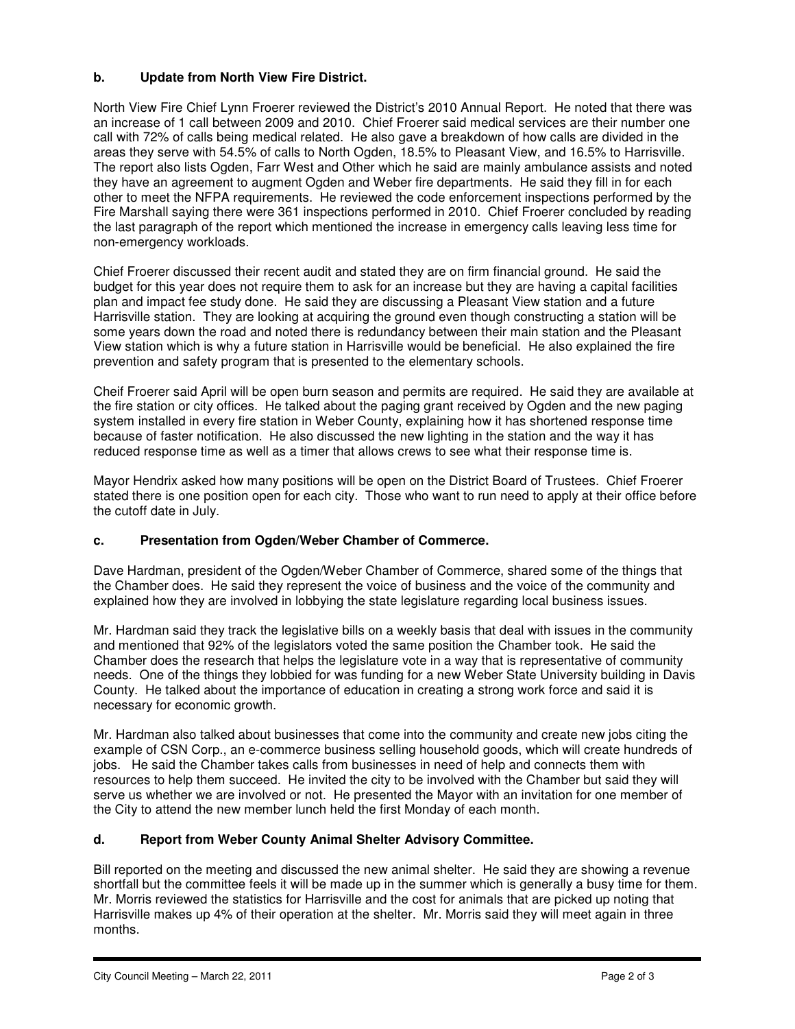**b. Update from North View Fire District.**

North View Fire Chief Lynn Froerer reviewed the District's 2010 Annual Report. He noted that there was an increase of 1 call between 2009 and 2010. Chief Froerer said medical services are their number one call with 72% of calls being medical related. He also gave a breakdown of how calls are divided in the areas they serve with 54.5% of calls to North Ogden, 18.5% to Pleasant View, and 16.5% to Harrisville. The report also lists Ogden, Farr West and Other which he said are mainly ambulance assists and noted they have an agreement to augment Ogden and Weber fire departments. He said they fill in for each other to meet the NFPA requirements. He reviewed the code enforcement inspections performed by the Fire Marshall saying there were 361 inspections performed in 2010. Chief Froerer concluded by reading the last paragraph of the report which mentioned the increase in emergency calls leaving less time for non-emergency workloads.

Chief Froerer discussed their recent audit and stated they are on firm financial ground. He said the budget for this year does not require them to ask for an increase but they are having a capital facilities plan and impact fee study done. He said they are discussing a Pleasant View station and a future Harrisville station. They are looking at acquiring the ground even though constructing a station will be some years down the road and noted there is redundancy between their main station and the Pleasant View station which is why a future station in Harrisville would be beneficial. He also explained the fire prevention and safety program that is presented to the elementary schools.

Cheif Froerer said April will be open burn season and permits are required. He said they are available at the fire station or city offices. He talked about the paging grant received by Ogden and the new paging system installed in every fire station in Weber County, explaining how it has shortened response time because of faster notification. He also discussed the new lighting in the station and the way it has reduced response time as well as a timer that allows crews to see what their response time is.

Mayor Hendrix asked how many positions will be open on the District Board of Trustees. Chief Froerer stated there is one position open for each city. Those who want to run need to apply at their office before the cutoff date in July.

**c. Presentation from Ogden/Weber Chamber of Commerce.**

Dave Hardman, president of the Ogden/Weber Chamber of Commerce, shared some of the things that the Chamber does. He said they represent the voice of business and the voice of the community and explained how they are involved in lobbying the state legislature regarding local business issues.

Mr. Hardman said they track the legislative bills on a weekly basis that deal with issues in the community and mentioned that 92% of the legislators voted the same position the Chamber took. He said the Chamber does the research that helps the legislature vote in a way that is representative of community needs. One of the things they lobbied for was funding for a new Weber State University building in Davis County. He talked about the importance of education in creating a strong work force and said it is necessary for economic growth.

Mr. Hardman also talked about businesses that come into the community and create new jobs citing the example of CSN Corp., an e-commerce business selling household goods, which will create hundreds of jobs. He said the Chamber takes calls from businesses in need of help and connects them with resources to help them succeed. He invited the city to be involved with the Chamber but said they will serve us whether we are involved or not. He presented the Mayor with an invitation for one member of the City to attend the new member lunch held the first Monday of each month.

**d. Report from Weber County Animal Shelter Advisory Committee.**

Bill reported on the meeting and discussed the new animal shelter. He said they are showing a revenue shortfall but the committee feels it will be made up in the summer which is generally a busy time for them. Mr. Morris reviewed the statistics for Harrisville and the cost for animals that are picked up noting that Harrisville makes up 4% of their operation at the shelter. Mr. Morris said they will meet again in three months.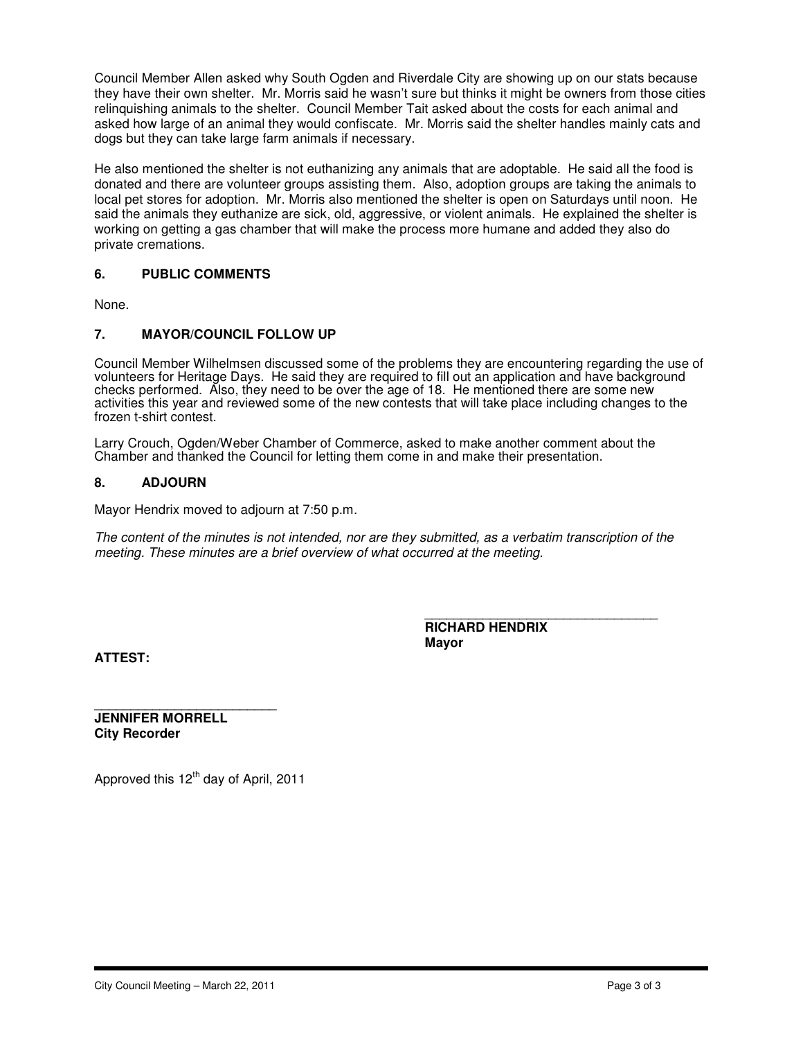Council Member Allen asked why South Ogden and Riverdale City are showing up on our stats because they have their own shelter. Mr. Morris said he wasn't sure but thinks it might be owners from those cities relinquishing animals to the shelter. Council Member Tait asked about the costs for each animal and asked how large of an animal they would confiscate. Mr. Morris said the shelter handles mainly cats and dogs but they can take large farm animals if necessary.

He also mentioned the shelter is not euthanizing any animals that are adoptable. He said all the food is donated and there are volunteer groups assisting them. Also, adoption groups are taking the animals to local pet stores for adoption. Mr. Morris also mentioned the shelter is open on Saturdays until noon. He said the animals they euthanize are sick, old, aggressive, or violent animals. He explained the shelter is working on getting a gas chamber that will make the process more humane and added they also do private cremations.

### 6. PUBLIC COMMENTS

None.

### 7. MAYOR/COUNCIL FOLLOW UP

Council Member Wilhelmsen discussed some of the problems they are encountering regarding the use of volunteers for Heritage Days. He said they are required to fill out an application and have background checks performed. Also, they need to be over the age of 18. He mentioned there are some new activities this year and reviewed some of the new contests that will take place including changes to the frozen t-shirt contest.

Larry Crouch, Ogden/Weber Chamber of Commerce, asked to make another comment about the Chamber and thanked the Council for letting them come in and make their presentation.

### 8. ADJOURN

Mayor Hendrix moved to adjourn at 7:50 p.m.

*The content of the minutes is not intended, nor are they submitted, as a verbatim transcription of the meeting. These minutes are a brief overview of what occurred at the meeting.*

_________________________________
**RICHARD HENDRIX**
**Mayor**

**ATTEST:**

_________________________
**JENNIFER MORRELL**
**City Recorder**

Approved this 12th day of April, 2011